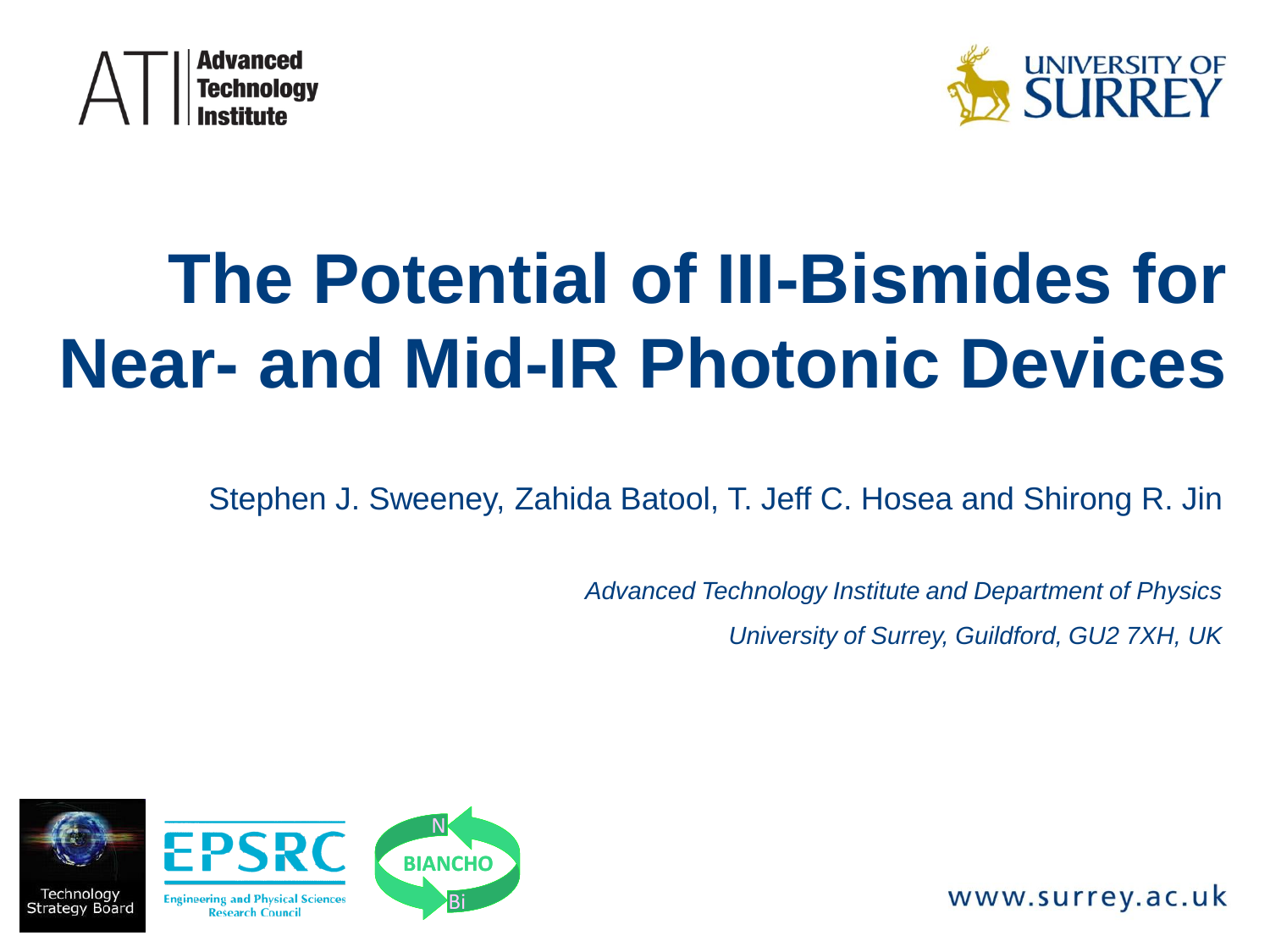# The Potential of III-Bismides for Near- and Mid-IR Photonic Devices

Stephen J. Sweeney, Zahida Batool, T. Jeff C. Hosea and Shirong R. Jin

*Advanced Technology Institute and Department of Physics*

*University of Surrey, Guildford, GU2 7XH, UK*

www.surrey.ac.uk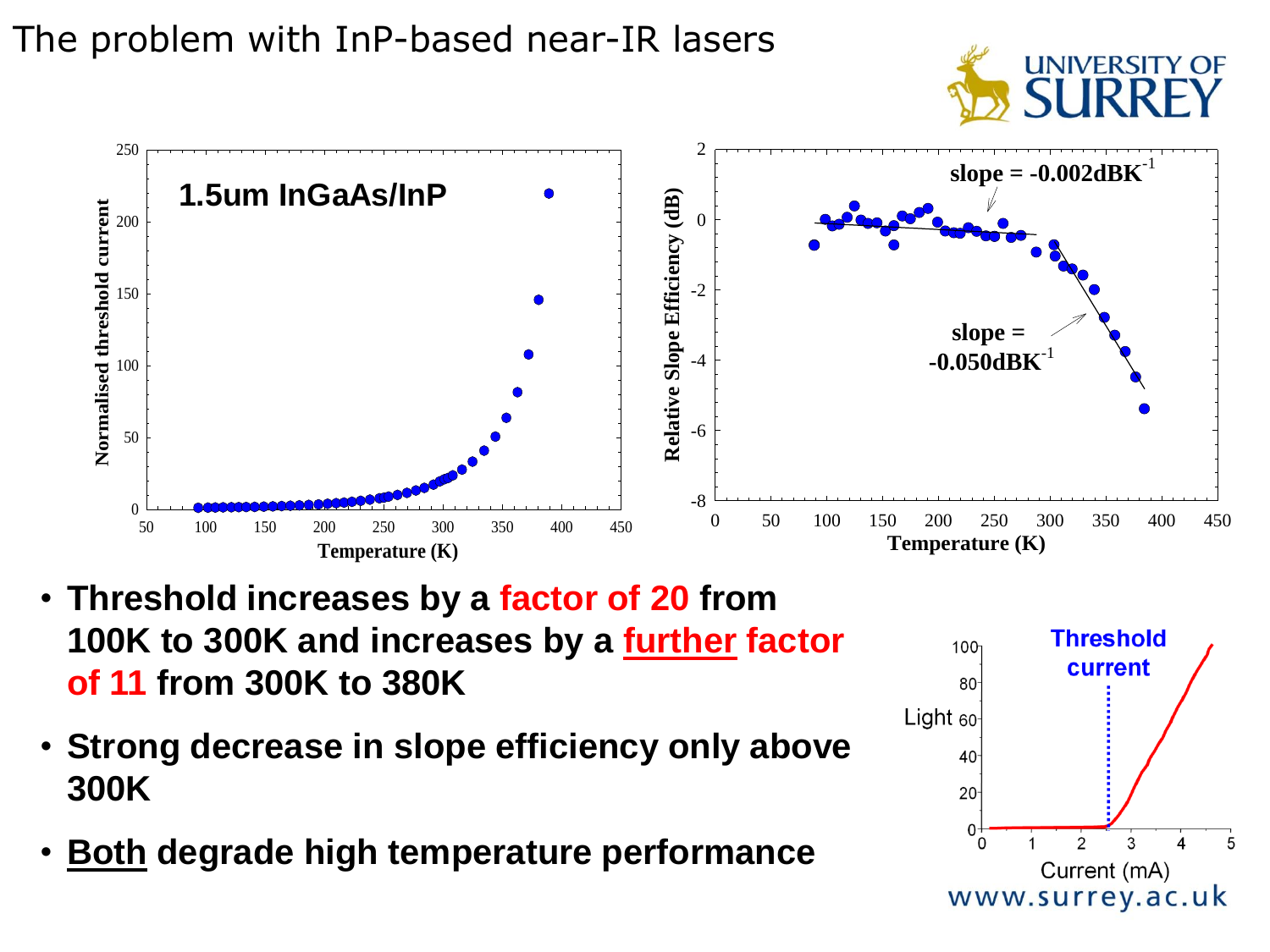# The problem with InP-based near-IR lasers

- **Threshold increases by a factor of 20 from 100K to 300K and increases by a further factor of 11 from 300K to 380K**
- **Strong decrease in slope efficiency only above 300K**
- **Both degrade high temperature performance**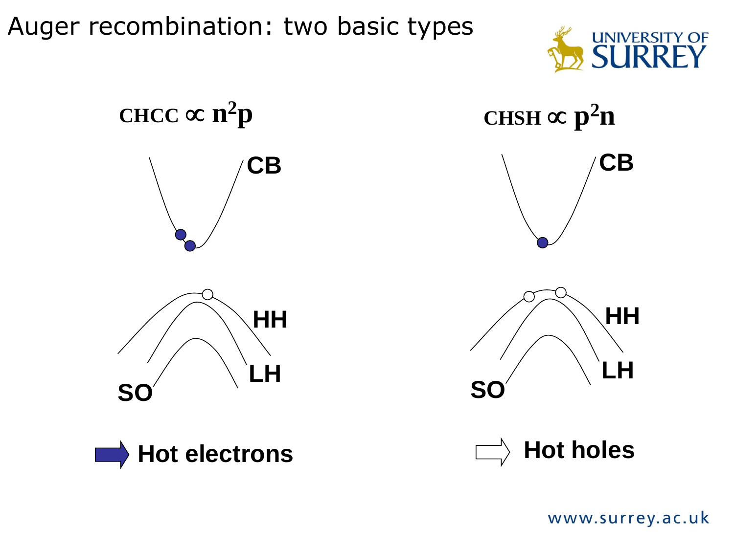# Auger recombination: two basic types

CHCC $\propto n^2p$

CB

HH

LH

SO

Hot electrons

CHSH $\propto p^2n$

CB

HH

LH

SO

Hot holes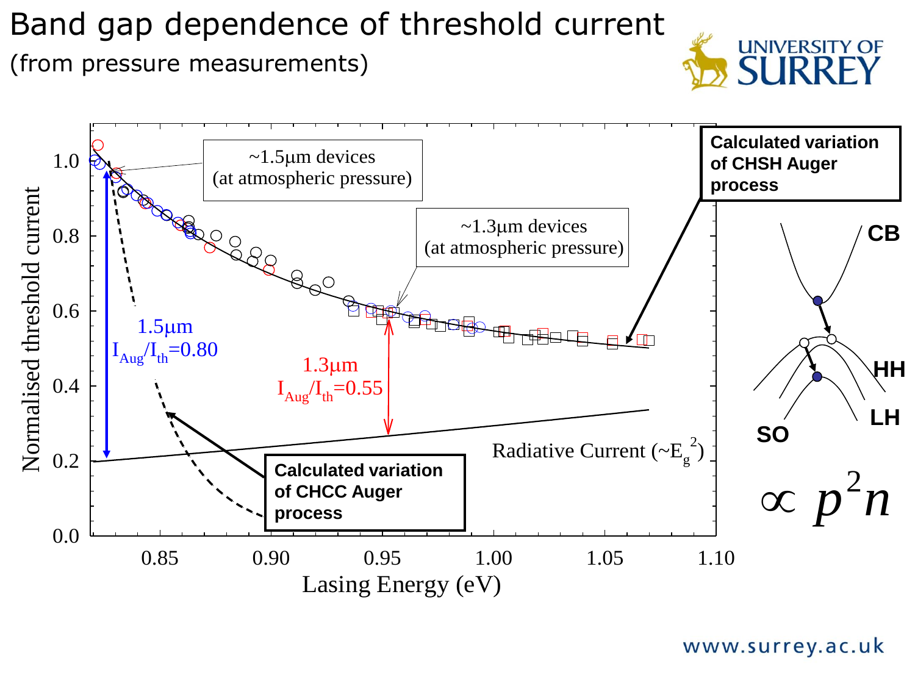# Band gap dependence of threshold current

(from pressure measurements)

Normalised threshold current vs. Lasing Energy (eV)

- ~1.5μm devices (at atmospheric pressure)
- ~1.3μm devices (at atmospheric pressure)
- 1.5μm: $I_{Aug}/I_{th}$=0.80
- 1.3μm: $I_{Aug}/I_{th}$=0.55
- Radiative Current ($\sim E_g^2$)
- **Calculated variation of CHCC Auger process**
- **Calculated variation of CHSH Auger process**

CB, HH, LH, SO

$$\propto p^2 n$$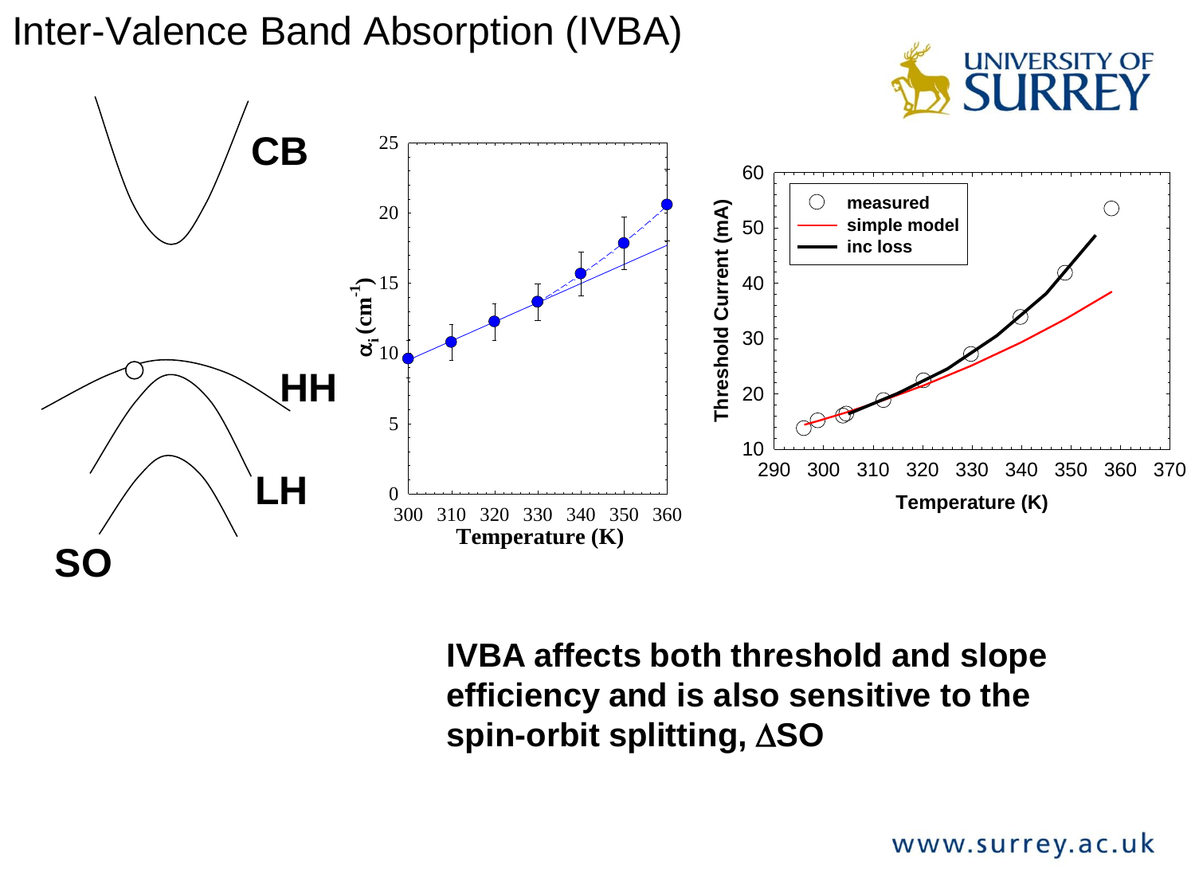# Inter-Valence Band Absorption (IVBA)

CB

HH

LH

SO

| Temperature (K) | 300 | 310 | 320 | 330 | 340 | 350 | 360 |
|---|---|---|---|---|---|---|---|
| $\alpha_i$ ($cm^{-1}$) | ~9.6 | ~10.8 | ~12.2 | ~13.6 | ~15.6 | ~17.8 | ~20.6 |

Threshold Current (mA) vs Temperature (K): measured, simple model, inc loss

**IVBA affects both threshold and slope efficiency and is also sensitive to the spin-orbit splitting, $\Delta$SO**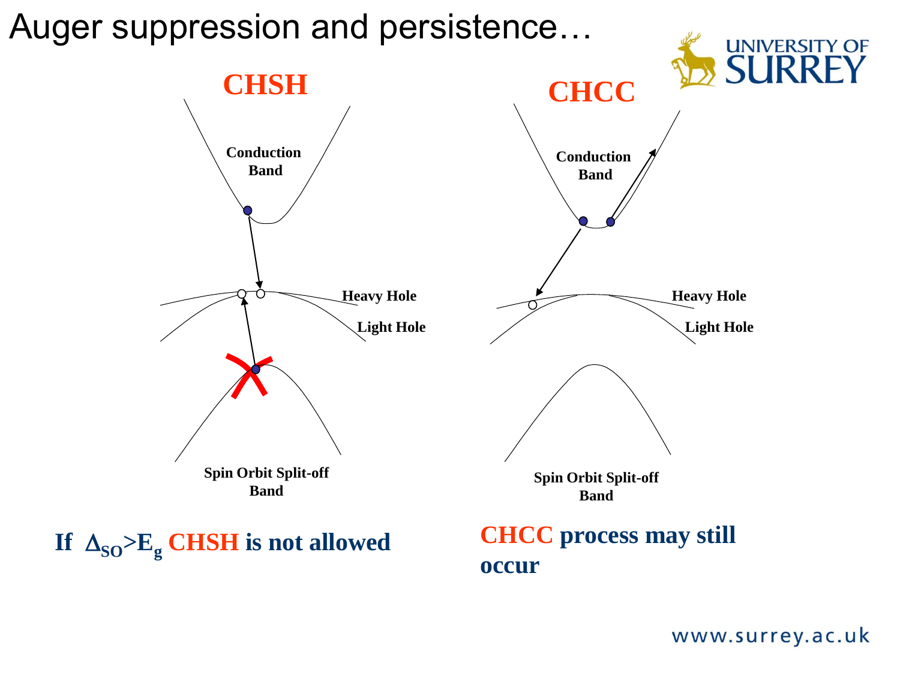# Auger suppression and persistence…

## CHSH

Conduction Band

Heavy Hole

Light Hole

Spin Orbit Split-off Band

**If $\Delta_{SO} > E_g$ CHSH is not allowed**

## CHCC

Conduction Band

Heavy Hole

Light Hole

Spin Orbit Split-off Band

**CHCC process may still occur**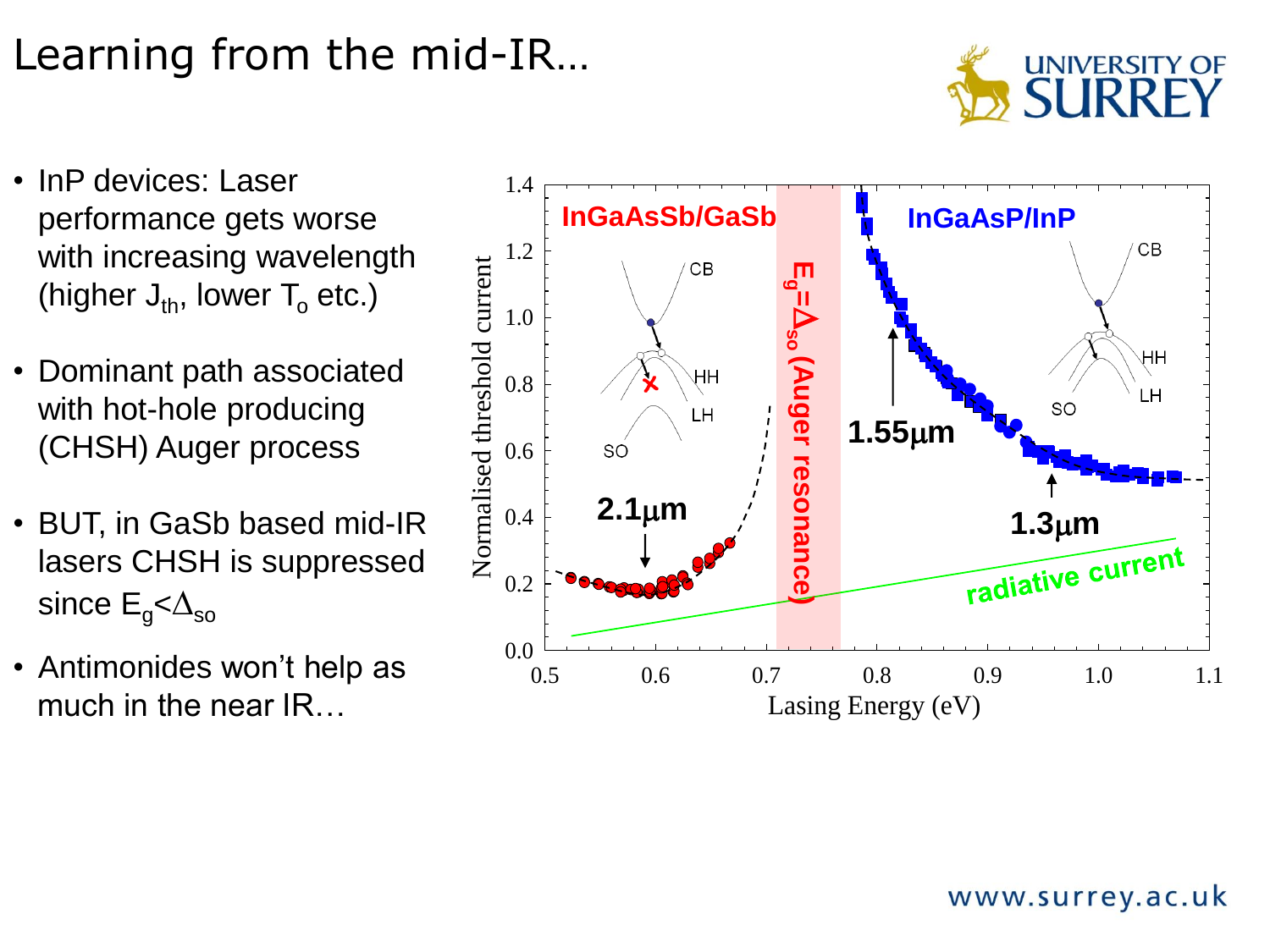# Learning from the mid-IR…

- InP devices: Laser performance gets worse with increasing wavelength (higher $J_{th}$, lower $T_o$ etc.)
- Dominant path associated with hot-hole producing (CHSH) Auger process
- BUT, in GaSb based mid-IR lasers CHSH is suppressed since $E_g < \Delta_{so}$
- Antimonides won't help as much in the near IR…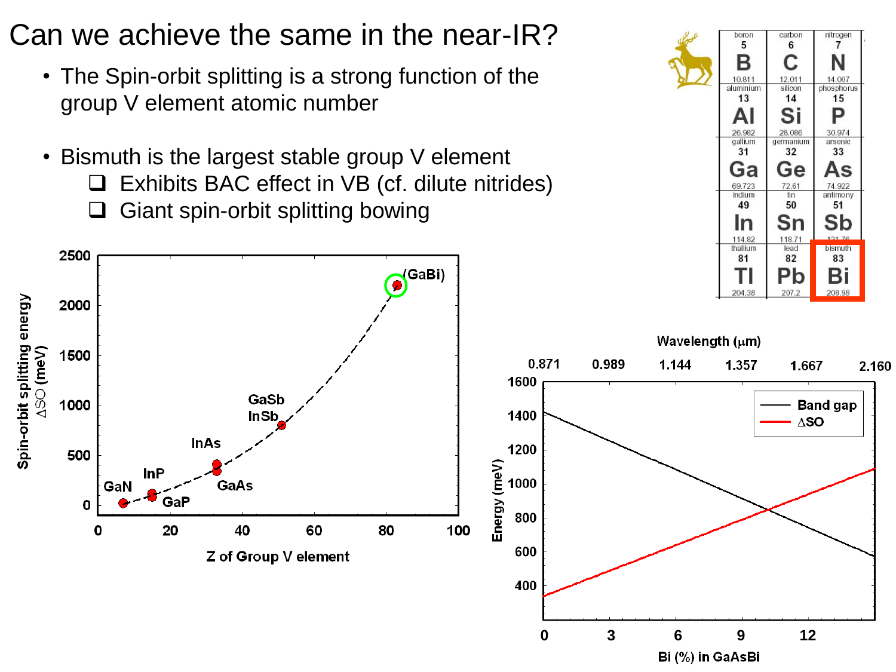# Can we achieve the same in the near-IR?

- The Spin-orbit splitting is a strong function of the group V element atomic number
- Bismuth is the largest stable group V element
  - ❑ Exhibits BAC effect in VB (cf. dilute nitrides)
  - ❑ Giant spin-orbit splitting bowing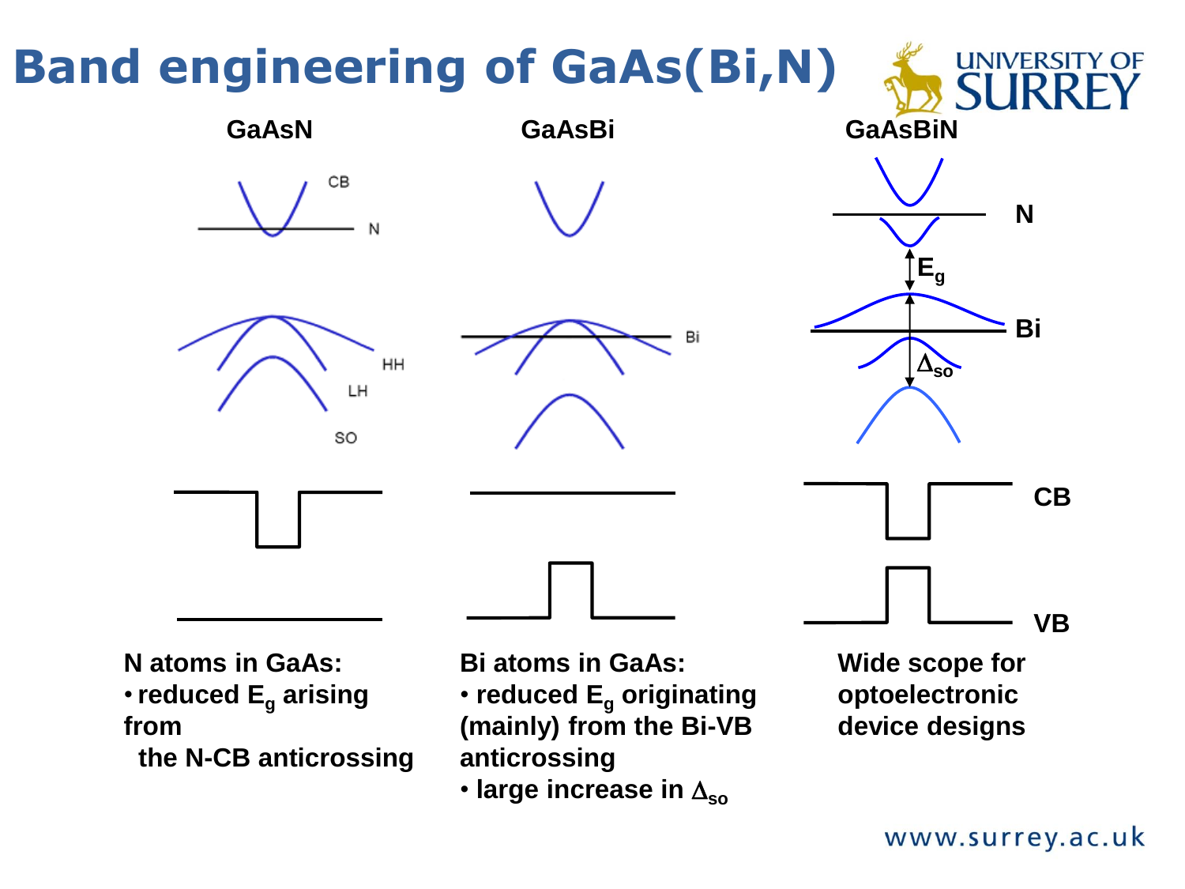# Band engineering of GaAs(Bi,N)

GaAsN

GaAsBi

GaAsBiN

N atoms in GaAs:

- reduced $E_g$ arising from the N-CB anticrossing

Bi atoms in GaAs:

- reduced $E_g$ originating (mainly) from the Bi-VB anticrossing
- large increase in $\Delta_{so}$

Wide scope for optoelectronic device designs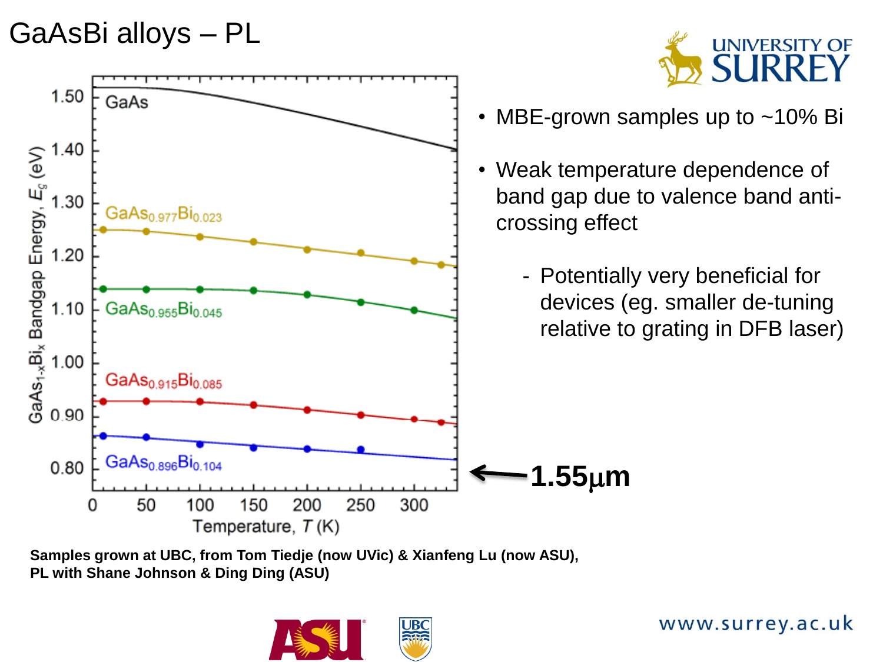# GaAsBi alloys – PL

- MBE-grown samples up to ~10% Bi
- Weak temperature dependence of band gap due to valence band anti-crossing effect
  - Potentially very beneficial for devices (eg. smaller de-tuning relative to grating in DFB laser)

**1.55μm**

**Samples grown at UBC, from Tom Tiedje (now UVic) & Xianfeng Lu (now ASU), PL with Shane Johnson & Ding Ding (ASU)**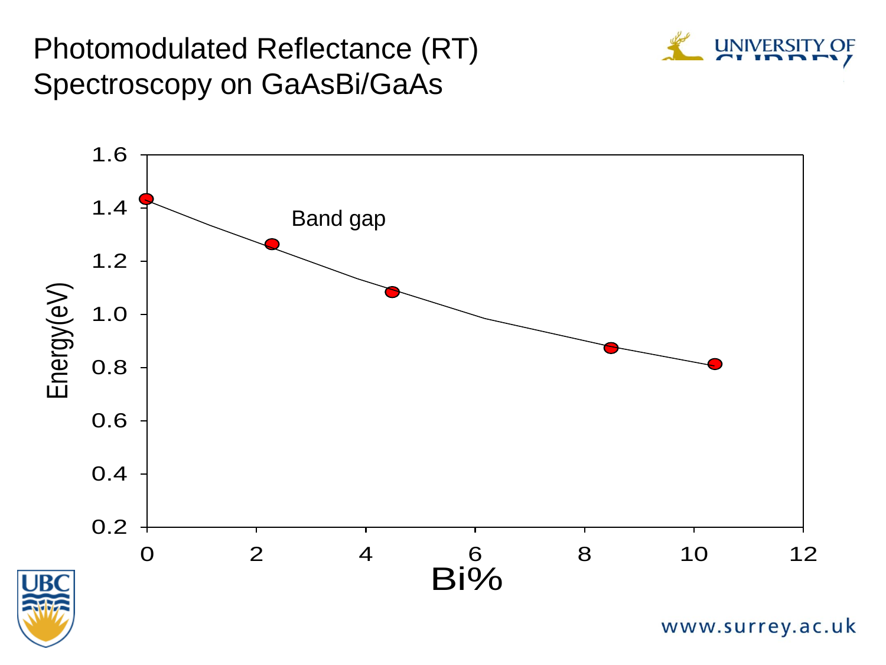# Photomodulated Reflectance (RT) Spectroscopy on GaAsBi/GaAs

Band gap

Energy(eV)

Bi%

| Bi% | Energy (eV) |
|---|---|
| 0 | 1.43 |
| 2.3 | 1.26 |
| 4.5 | 1.08 |
| 8.5 | 0.87 |
| 10.4 | 0.81 |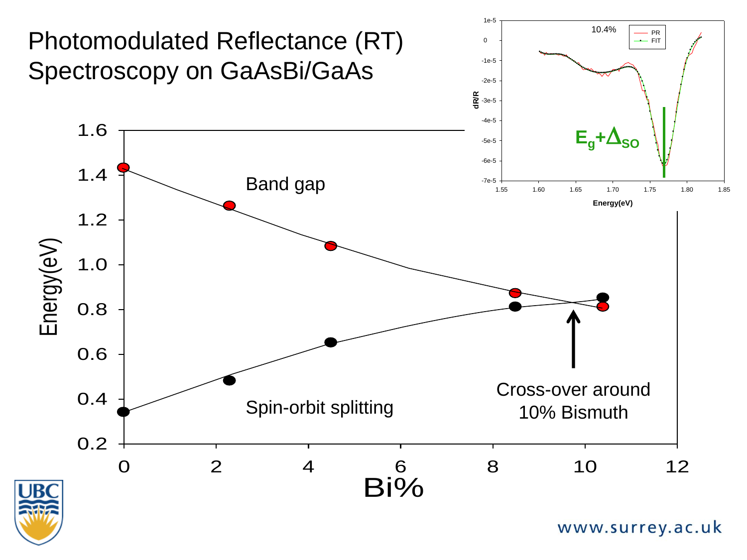# Photomodulated Reflectance (RT) Spectroscopy on GaAsBi/GaAs

Band gap

Spin-orbit splitting

Cross-over around 10% Bismuth

Energy(eV)

Bi%

10.4%

PR

FIT

dR/R

Energy(eV)

$E_g+\Delta_{SO}$

www.surrey.ac.uk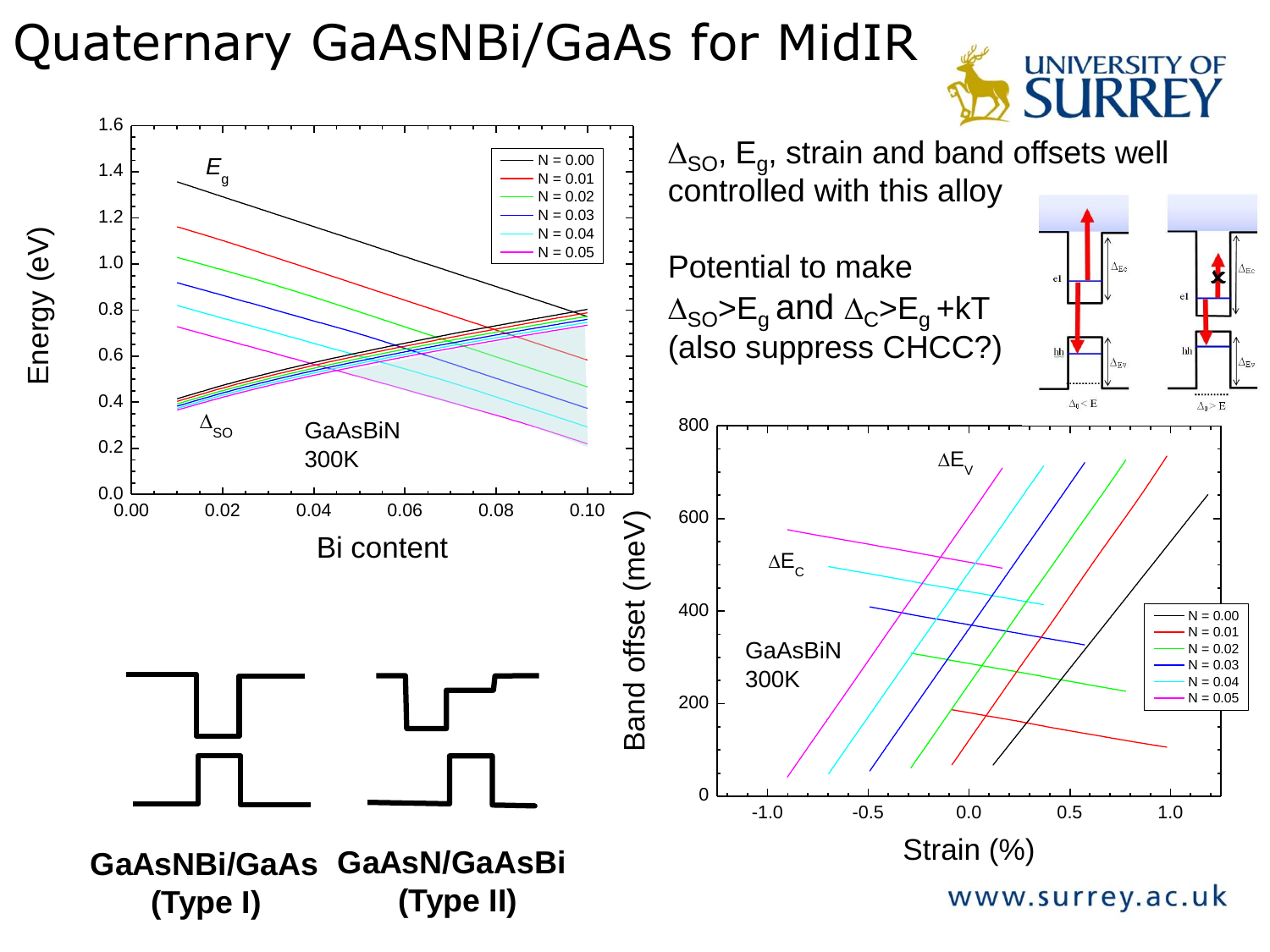# Quaternary GaAsNBi/GaAs for MidIR

$\Delta_{SO}$, $E_g$, strain and band offsets well controlled with this alloy

Potential to make $\Delta_{SO}>E_g$ and $\Delta_C>E_g+kT$ (also suppress CHCC?)

**GaAsNBi/GaAs (Type I)**

**GaAsN/GaAsBi (Type II)**

www.surrey.ac.uk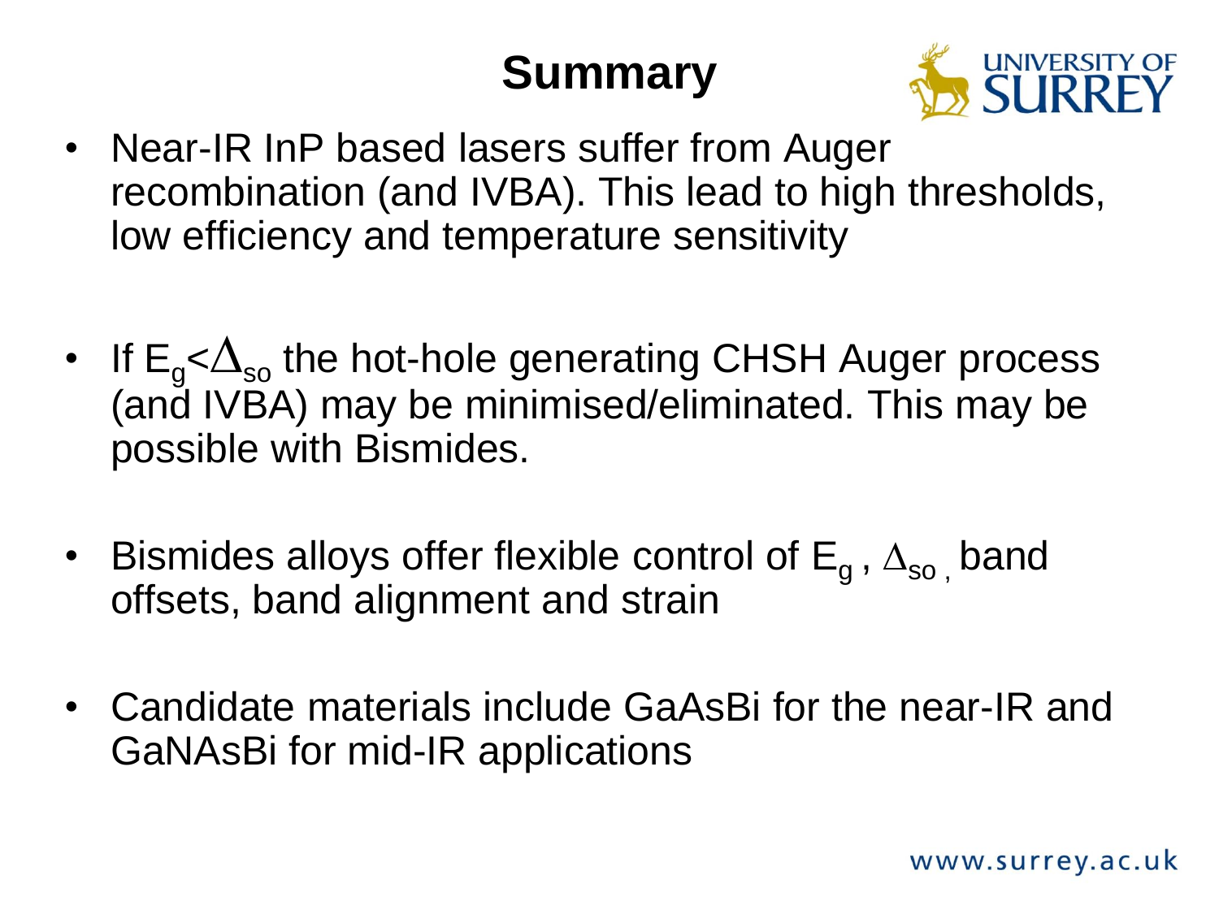# Summary

- Near-IR InP based lasers suffer from Auger recombination (and IVBA). This lead to high thresholds, low efficiency and temperature sensitivity

- If $E_g < \Delta_{so}$ the hot-hole generating CHSH Auger process (and IVBA) may be minimised/eliminated. This may be possible with Bismides.

- Bismides alloys offer flexible control of $E_g$, $\Delta_{so}$, band offsets, band alignment and strain

- Candidate materials include GaAsBi for the near-IR and GaNAsBi for mid-IR applications